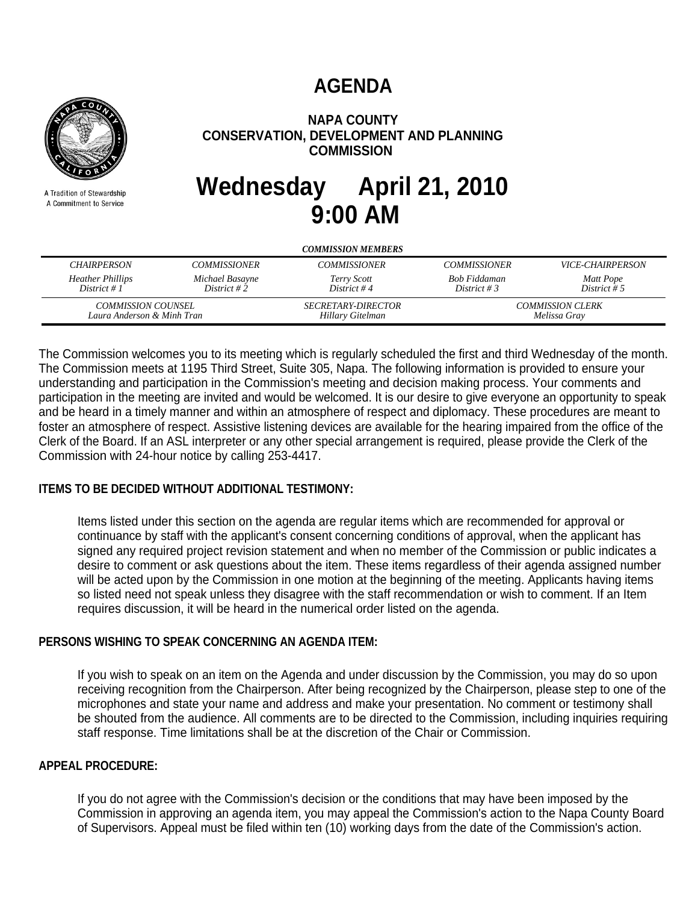# AGENDA

A Tradition of Stewardship
A Commitment to Service

## NAPA COUNTY
## CONSERVATION, DEVELOPMENT AND PLANNING COMMISSION

# Wednesday April 21, 2010
# 9:00 AM

*COMMISSION MEMBERS*

| *CHAIRPERSON* | *COMMISSIONER* | *COMMISSIONER* | *COMMISSIONER* | *VICE-CHAIRPERSON* |
|---|---|---|---|---|
| *Heather Phillips*<br>*District # 1* | *Michael Basayne*<br>*District # 2* | *Terry Scott*<br>*District # 4* | *Bob Fiddaman*<br>*District # 3* | *Matt Pope*<br>*District # 5* |

| *COMMISSION COUNSEL* | *SECRETARY-DIRECTOR* | *COMMISSION CLERK* |
|---|---|---|
| *Laura Anderson & Minh Tran* | *Hillary Gitelman* | *Melissa Gray* |

The Commission welcomes you to its meeting which is regularly scheduled the first and third Wednesday of the month. The Commission meets at 1195 Third Street, Suite 305, Napa. The following information is provided to ensure your understanding and participation in the Commission's meeting and decision making process. Your comments and participation in the meeting are invited and would be welcomed. It is our desire to give everyone an opportunity to speak and be heard in a timely manner and within an atmosphere of respect and diplomacy. These procedures are meant to foster an atmosphere of respect. Assistive listening devices are available for the hearing impaired from the office of the Clerk of the Board. If an ASL interpreter or any other special arrangement is required, please provide the Clerk of the Commission with 24-hour notice by calling 253-4417.

**ITEMS TO BE DECIDED WITHOUT ADDITIONAL TESTIMONY:**

Items listed under this section on the agenda are regular items which are recommended for approval or continuance by staff with the applicant's consent concerning conditions of approval, when the applicant has signed any required project revision statement and when no member of the Commission or public indicates a desire to comment or ask questions about the item. These items regardless of their agenda assigned number will be acted upon by the Commission in one motion at the beginning of the meeting. Applicants having items so listed need not speak unless they disagree with the staff recommendation or wish to comment. If an Item requires discussion, it will be heard in the numerical order listed on the agenda.

**PERSONS WISHING TO SPEAK CONCERNING AN AGENDA ITEM:**

If you wish to speak on an item on the Agenda and under discussion by the Commission, you may do so upon receiving recognition from the Chairperson. After being recognized by the Chairperson, please step to one of the microphones and state your name and address and make your presentation. No comment or testimony shall be shouted from the audience. All comments are to be directed to the Commission, including inquiries requiring staff response. Time limitations shall be at the discretion of the Chair or Commission.

**APPEAL PROCEDURE:**

If you do not agree with the Commission's decision or the conditions that may have been imposed by the Commission in approving an agenda item, you may appeal the Commission's action to the Napa County Board of Supervisors. Appeal must be filed within ten (10) working days from the date of the Commission's action.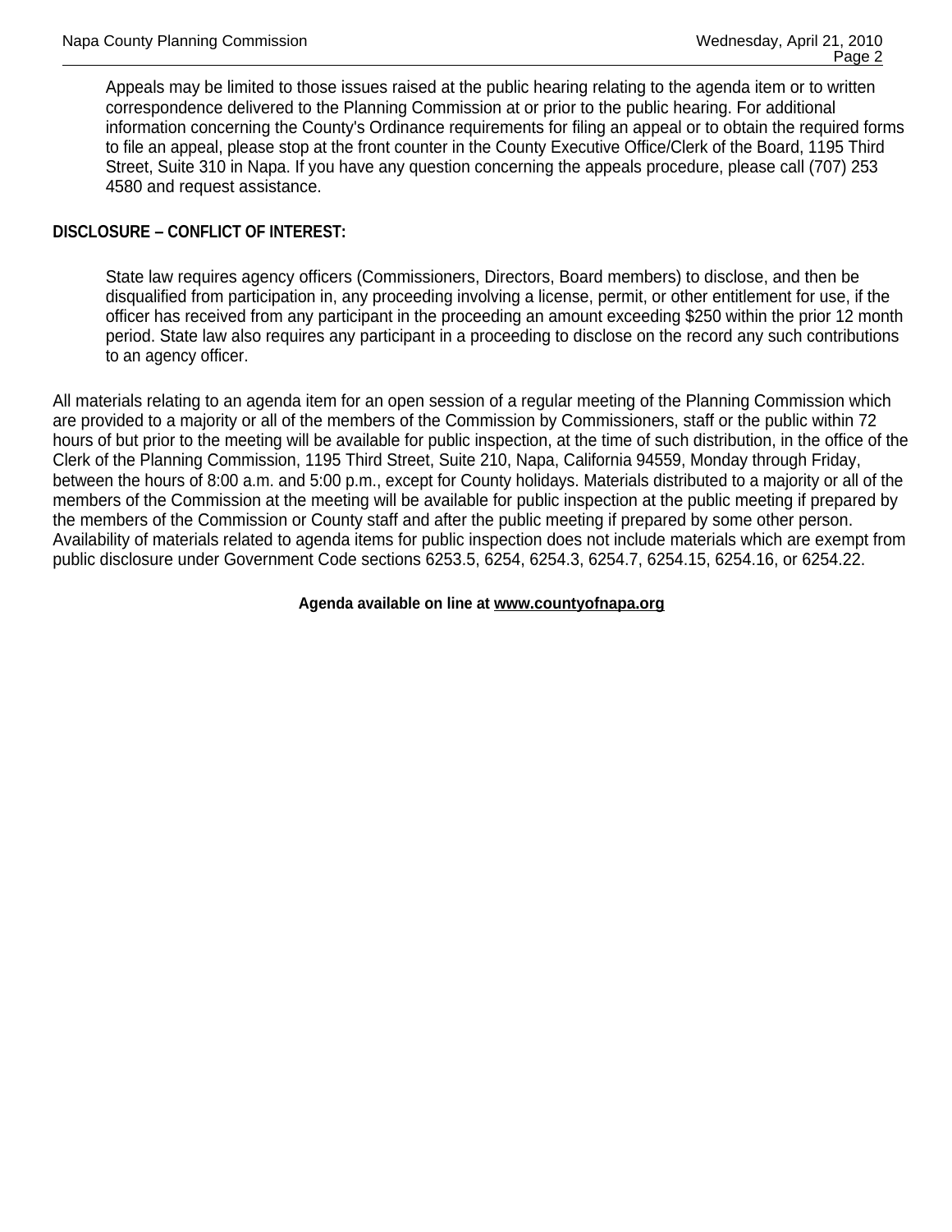Appeals may be limited to those issues raised at the public hearing relating to the agenda item or to written correspondence delivered to the Planning Commission at or prior to the public hearing. For additional information concerning the County's Ordinance requirements for filing an appeal or to obtain the required forms to file an appeal, please stop at the front counter in the County Executive Office/Clerk of the Board, 1195 Third Street, Suite 310 in Napa. If you have any question concerning the appeals procedure, please call (707) 253 4580 and request assistance.

**DISCLOSURE – CONFLICT OF INTEREST:**

State law requires agency officers (Commissioners, Directors, Board members) to disclose, and then be disqualified from participation in, any proceeding involving a license, permit, or other entitlement for use, if the officer has received from any participant in the proceeding an amount exceeding $250 within the prior 12 month period. State law also requires any participant in a proceeding to disclose on the record any such contributions to an agency officer.

All materials relating to an agenda item for an open session of a regular meeting of the Planning Commission which are provided to a majority or all of the members of the Commission by Commissioners, staff or the public within 72 hours of but prior to the meeting will be available for public inspection, at the time of such distribution, in the office of the Clerk of the Planning Commission, 1195 Third Street, Suite 210, Napa, California 94559, Monday through Friday, between the hours of 8:00 a.m. and 5:00 p.m., except for County holidays. Materials distributed to a majority or all of the members of the Commission at the meeting will be available for public inspection at the public meeting if prepared by the members of the Commission or County staff and after the public meeting if prepared by some other person. Availability of materials related to agenda items for public inspection does not include materials which are exempt from public disclosure under Government Code sections 6253.5, 6254, 6254.3, 6254.7, 6254.15, 6254.16, or 6254.22.

**Agenda available on line at www.countyofnapa.org**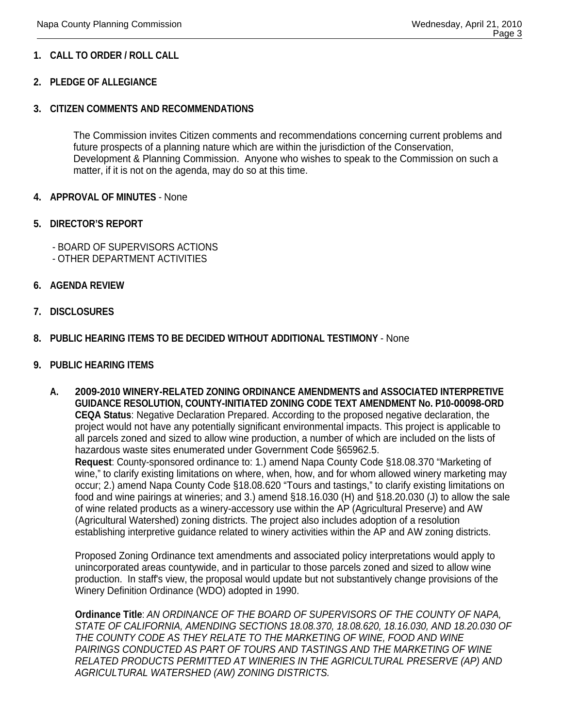**1. CALL TO ORDER / ROLL CALL**

**2. PLEDGE OF ALLEGIANCE**

**3. CITIZEN COMMENTS AND RECOMMENDATIONS**

The Commission invites Citizen comments and recommendations concerning current problems and future prospects of a planning nature which are within the jurisdiction of the Conservation, Development & Planning Commission. Anyone who wishes to speak to the Commission on such a matter, if it is not on the agenda, may do so at this time.

**4. APPROVAL OF MINUTES** - None

**5. DIRECTOR'S REPORT**

- BOARD OF SUPERVISORS ACTIONS
- OTHER DEPARTMENT ACTIVITIES

**6. AGENDA REVIEW**

**7. DISCLOSURES**

**8. PUBLIC HEARING ITEMS TO BE DECIDED WITHOUT ADDITIONAL TESTIMONY** - None

**9. PUBLIC HEARING ITEMS**

**A. 2009-2010 WINERY-RELATED ZONING ORDINANCE AMENDMENTS and ASSOCIATED INTERPRETIVE GUIDANCE RESOLUTION, COUNTY-INITIATED ZONING CODE TEXT AMENDMENT No. P10-00098-ORD**
**CEQA Status**: Negative Declaration Prepared. According to the proposed negative declaration, the project would not have any potentially significant environmental impacts. This project is applicable to all parcels zoned and sized to allow wine production, a number of which are included on the lists of hazardous waste sites enumerated under Government Code §65962.5.
**Request**: County-sponsored ordinance to: 1.) amend Napa County Code §18.08.370 "Marketing of wine," to clarify existing limitations on where, when, how, and for whom allowed winery marketing may occur; 2.) amend Napa County Code §18.08.620 "Tours and tastings," to clarify existing limitations on food and wine pairings at wineries; and 3.) amend §18.16.030 (H) and §18.20.030 (J) to allow the sale of wine related products as a winery-accessory use within the AP (Agricultural Preserve) and AW (Agricultural Watershed) zoning districts. The project also includes adoption of a resolution establishing interpretive guidance related to winery activities within the AP and AW zoning districts.

Proposed Zoning Ordinance text amendments and associated policy interpretations would apply to unincorporated areas countywide, and in particular to those parcels zoned and sized to allow wine production. In staff's view, the proposal would update but not substantively change provisions of the Winery Definition Ordinance (WDO) adopted in 1990.

**Ordinance Title**: *AN ORDINANCE OF THE BOARD OF SUPERVISORS OF THE COUNTY OF NAPA, STATE OF CALIFORNIA, AMENDING SECTIONS 18.08.370, 18.08.620, 18.16.030, AND 18.20.030 OF THE COUNTY CODE AS THEY RELATE TO THE MARKETING OF WINE, FOOD AND WINE PAIRINGS CONDUCTED AS PART OF TOURS AND TASTINGS AND THE MARKETING OF WINE RELATED PRODUCTS PERMITTED AT WINERIES IN THE AGRICULTURAL PRESERVE (AP) AND AGRICULTURAL WATERSHED (AW) ZONING DISTRICTS.*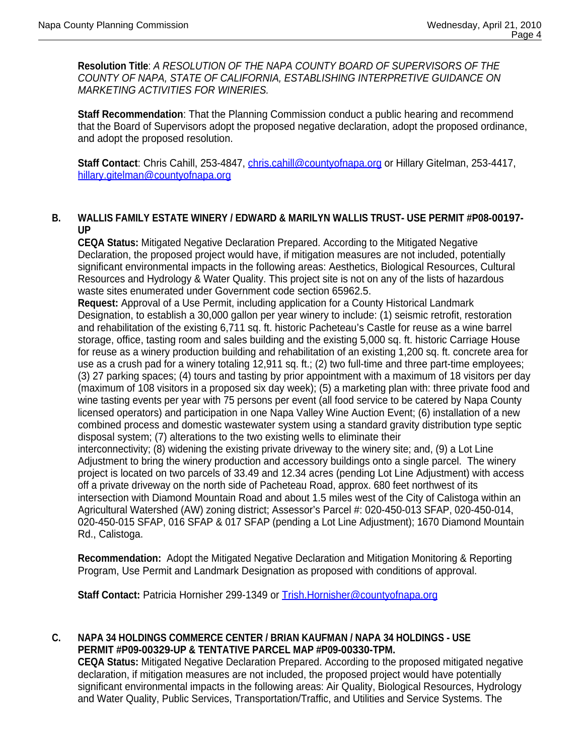**Resolution Title**: *A RESOLUTION OF THE NAPA COUNTY BOARD OF SUPERVISORS OF THE COUNTY OF NAPA, STATE OF CALIFORNIA, ESTABLISHING INTERPRETIVE GUIDANCE ON MARKETING ACTIVITIES FOR WINERIES.*

**Staff Recommendation**: That the Planning Commission conduct a public hearing and recommend that the Board of Supervisors adopt the proposed negative declaration, adopt the proposed ordinance, and adopt the proposed resolution.

**Staff Contact**: Chris Cahill, 253-4847, chris.cahill@countyofnapa.org or Hillary Gitelman, 253-4417, hillary.gitelman@countyofnapa.org

**B. WALLIS FAMILY ESTATE WINERY / EDWARD & MARILYN WALLIS TRUST- USE PERMIT #P08-00197-UP**

**CEQA Status:** Mitigated Negative Declaration Prepared. According to the Mitigated Negative Declaration, the proposed project would have, if mitigation measures are not included, potentially significant environmental impacts in the following areas: Aesthetics, Biological Resources, Cultural Resources and Hydrology & Water Quality. This project site is not on any of the lists of hazardous waste sites enumerated under Government code section 65962.5.

**Request:** Approval of a Use Permit, including application for a County Historical Landmark Designation, to establish a 30,000 gallon per year winery to include: (1) seismic retrofit, restoration and rehabilitation of the existing 6,711 sq. ft. historic Pacheteau's Castle for reuse as a wine barrel storage, office, tasting room and sales building and the existing 5,000 sq. ft. historic Carriage House for reuse as a winery production building and rehabilitation of an existing 1,200 sq. ft. concrete area for use as a crush pad for a winery totaling 12,911 sq. ft.; (2) two full-time and three part-time employees; (3) 27 parking spaces; (4) tours and tasting by prior appointment with a maximum of 18 visitors per day (maximum of 108 visitors in a proposed six day week); (5) a marketing plan with: three private food and wine tasting events per year with 75 persons per event (all food service to be catered by Napa County licensed operators) and participation in one Napa Valley Wine Auction Event; (6) installation of a new combined process and domestic wastewater system using a standard gravity distribution type septic disposal system; (7) alterations to the two existing wells to eliminate their interconnectivity; (8) widening the existing private driveway to the winery site; and, (9) a Lot Line Adjustment to bring the winery production and accessory buildings onto a single parcel. The winery project is located on two parcels of 33.49 and 12.34 acres (pending Lot Line Adjustment) with access off a private driveway on the north side of Pacheteau Road, approx. 680 feet northwest of its intersection with Diamond Mountain Road and about 1.5 miles west of the City of Calistoga within an Agricultural Watershed (AW) zoning district; Assessor's Parcel #: 020-450-013 SFAP, 020-450-014, 020-450-015 SFAP, 016 SFAP & 017 SFAP (pending a Lot Line Adjustment); 1670 Diamond Mountain Rd., Calistoga.

**Recommendation:** Adopt the Mitigated Negative Declaration and Mitigation Monitoring & Reporting Program, Use Permit and Landmark Designation as proposed with conditions of approval.

**Staff Contact:** Patricia Hornisher 299-1349 or Trish.Hornisher@countyofnapa.org

**C. NAPA 34 HOLDINGS COMMERCE CENTER / BRIAN KAUFMAN / NAPA 34 HOLDINGS - USE PERMIT #P09-00329-UP & TENTATIVE PARCEL MAP #P09-00330-TPM.**

**CEQA Status:** Mitigated Negative Declaration Prepared. According to the proposed mitigated negative declaration, if mitigation measures are not included, the proposed project would have potentially significant environmental impacts in the following areas: Air Quality, Biological Resources, Hydrology and Water Quality, Public Services, Transportation/Traffic, and Utilities and Service Systems. The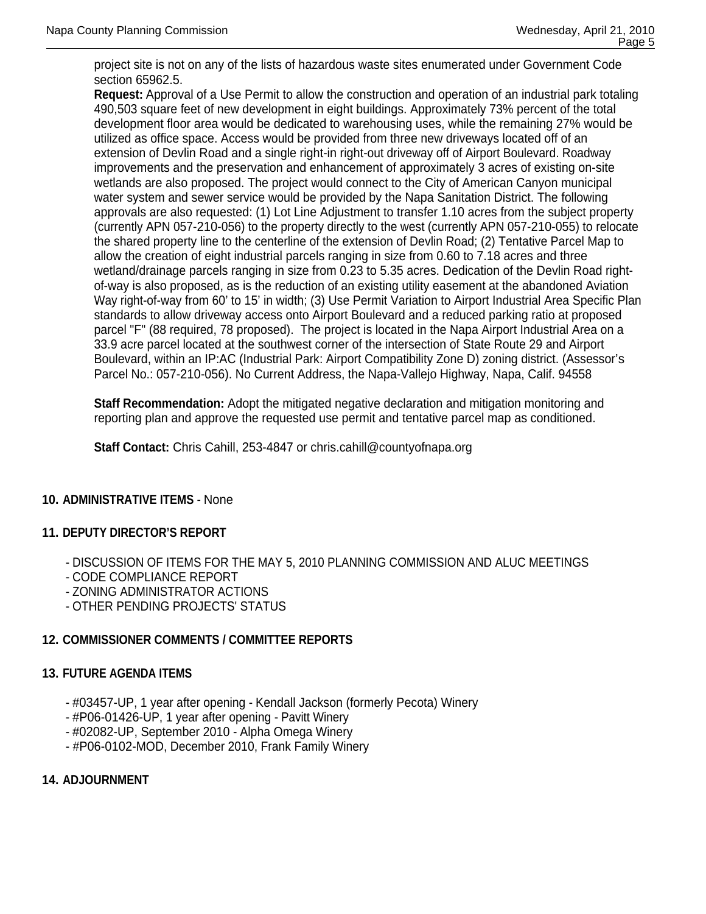project site is not on any of the lists of hazardous waste sites enumerated under Government Code section 65962.5.

**Request:** Approval of a Use Permit to allow the construction and operation of an industrial park totaling 490,503 square feet of new development in eight buildings. Approximately 73% percent of the total development floor area would be dedicated to warehousing uses, while the remaining 27% would be utilized as office space. Access would be provided from three new driveways located off of an extension of Devlin Road and a single right-in right-out driveway off of Airport Boulevard. Roadway improvements and the preservation and enhancement of approximately 3 acres of existing on-site wetlands are also proposed. The project would connect to the City of American Canyon municipal water system and sewer service would be provided by the Napa Sanitation District. The following approvals are also requested: (1) Lot Line Adjustment to transfer 1.10 acres from the subject property (currently APN 057-210-056) to the property directly to the west (currently APN 057-210-055) to relocate the shared property line to the centerline of the extension of Devlin Road; (2) Tentative Parcel Map to allow the creation of eight industrial parcels ranging in size from 0.60 to 7.18 acres and three wetland/drainage parcels ranging in size from 0.23 to 5.35 acres. Dedication of the Devlin Road right-of-way is also proposed, as is the reduction of an existing utility easement at the abandoned Aviation Way right-of-way from 60' to 15' in width; (3) Use Permit Variation to Airport Industrial Area Specific Plan standards to allow driveway access onto Airport Boulevard and a reduced parking ratio at proposed parcel "F" (88 required, 78 proposed). The project is located in the Napa Airport Industrial Area on a 33.9 acre parcel located at the southwest corner of the intersection of State Route 29 and Airport Boulevard, within an IP:AC (Industrial Park: Airport Compatibility Zone D) zoning district. (Assessor's Parcel No.: 057-210-056). No Current Address, the Napa-Vallejo Highway, Napa, Calif. 94558

**Staff Recommendation:** Adopt the mitigated negative declaration and mitigation monitoring and reporting plan and approve the requested use permit and tentative parcel map as conditioned.

**Staff Contact:** Chris Cahill, 253-4847 or chris.cahill@countyofnapa.org

**10. ADMINISTRATIVE ITEMS** - None

**11. DEPUTY DIRECTOR'S REPORT**

- DISCUSSION OF ITEMS FOR THE MAY 5, 2010 PLANNING COMMISSION AND ALUC MEETINGS
- CODE COMPLIANCE REPORT
- ZONING ADMINISTRATOR ACTIONS
- OTHER PENDING PROJECTS' STATUS

**12. COMMISSIONER COMMENTS / COMMITTEE REPORTS**

**13. FUTURE AGENDA ITEMS**

- #03457-UP, 1 year after opening - Kendall Jackson (formerly Pecota) Winery
- #P06-01426-UP, 1 year after opening - Pavitt Winery
- #02082-UP, September 2010 - Alpha Omega Winery
- #P06-0102-MOD, December 2010, Frank Family Winery

**14. ADJOURNMENT**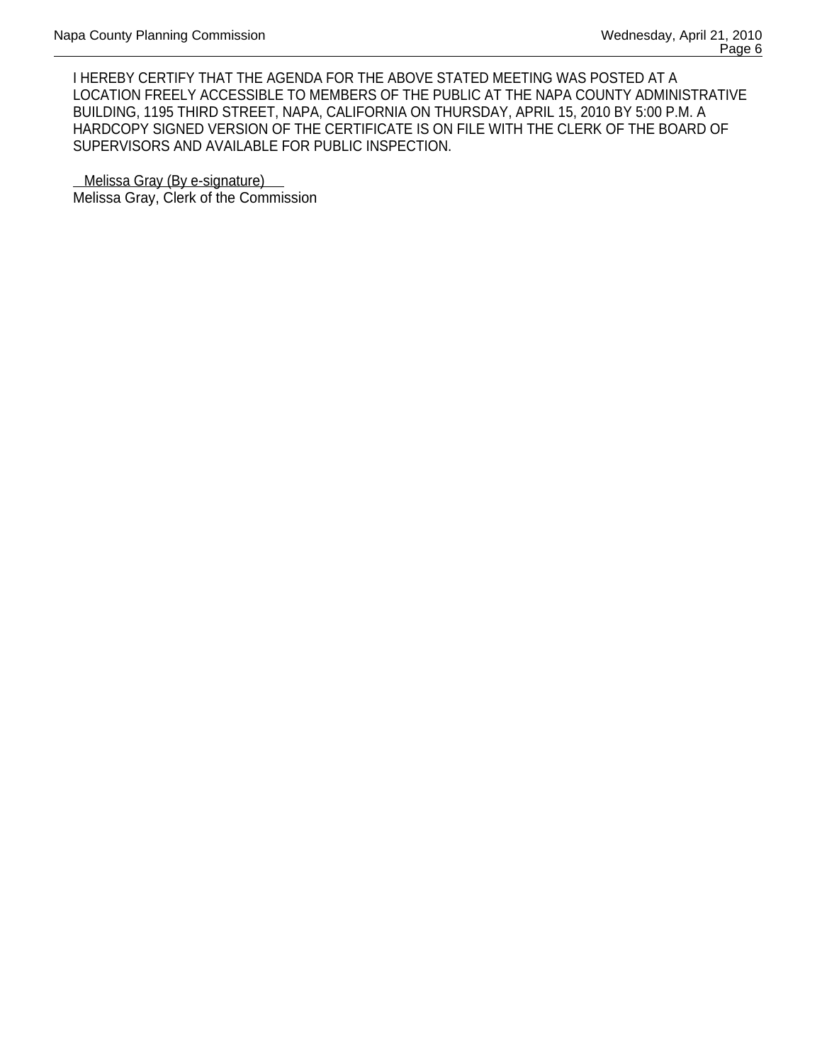I HEREBY CERTIFY THAT THE AGENDA FOR THE ABOVE STATED MEETING WAS POSTED AT A LOCATION FREELY ACCESSIBLE TO MEMBERS OF THE PUBLIC AT THE NAPA COUNTY ADMINISTRATIVE BUILDING, 1195 THIRD STREET, NAPA, CALIFORNIA ON THURSDAY, APRIL 15, 2010 BY 5:00 P.M. A HARDCOPY SIGNED VERSION OF THE CERTIFICATE IS ON FILE WITH THE CLERK OF THE BOARD OF SUPERVISORS AND AVAILABLE FOR PUBLIC INSPECTION.

Melissa Gray (By e-signature)

Melissa Gray, Clerk of the Commission